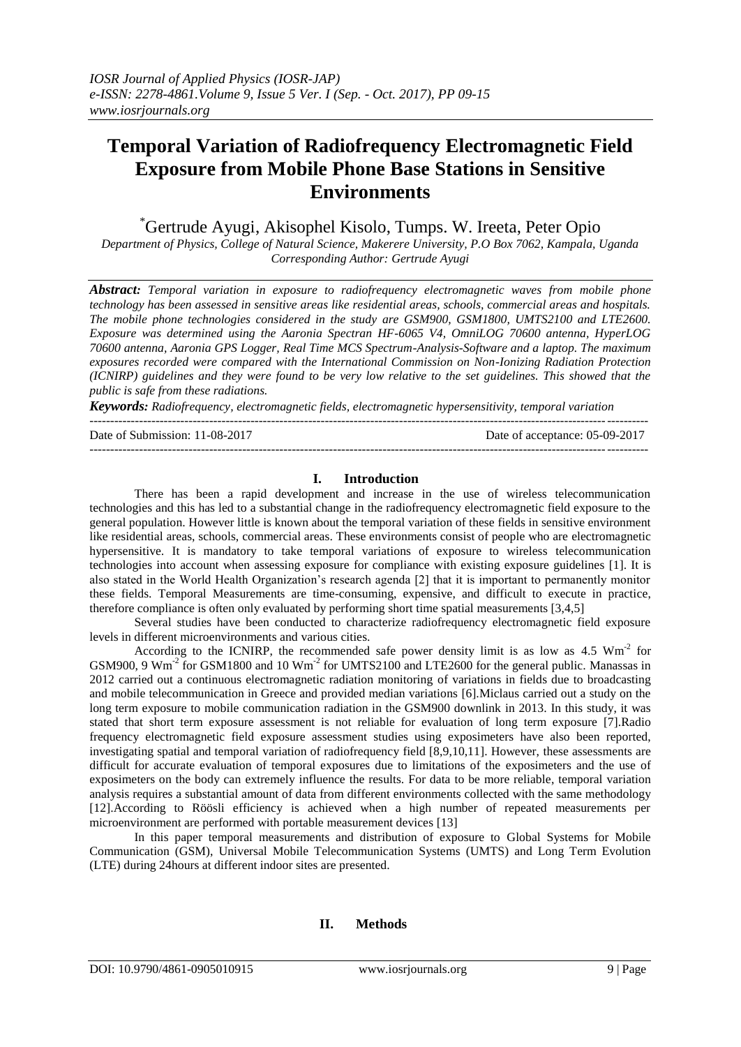# Temporal Variation of Radiofrequency Electromagnetic Field Exposure from Mobile Phone Base Stations in Sensitive Environments

*Gertrude Ayugi, Akisophel Kisolo, Tumps. W. Ireeta, Peter Opio

*Department of Physics, College of Natural Science, Makerere University, P.O Box 7062, Kampala, Uganda*
*Corresponding Author: Gertrude Ayugi*

***Abstract:*** *Temporal variation in exposure to radiofrequency electromagnetic waves from mobile phone technology has been assessed in sensitive areas like residential areas, schools, commercial areas and hospitals. The mobile phone technologies considered in the study are GSM900, GSM1800, UMTS2100 and LTE2600. Exposure was determined using the Aaronia Spectran HF-6065 V4, OmniLOG 70600 antenna, HyperLOG 70600 antenna, Aaronia GPS Logger, Real Time MCS Spectrum-Analysis-Software and a laptop. The maximum exposures recorded were compared with the International Commission on Non-Ionizing Radiation Protection (ICNIRP) guidelines and they were found to be very low relative to the set guidelines. This showed that the public is safe from these radiations.*

***Keywords:*** *Radiofrequency, electromagnetic fields, electromagnetic hypersensitivity, temporal variation*

Date of Submission: 11-08-2017 Date of acceptance: 05-09-2017

## I. Introduction

There has been a rapid development and increase in the use of wireless telecommunication technologies and this has led to a substantial change in the radiofrequency electromagnetic field exposure to the general population. However little is known about the temporal variation of these fields in sensitive environment like residential areas, schools, commercial areas. These environments consist of people who are electromagnetic hypersensitive. It is mandatory to take temporal variations of exposure to wireless telecommunication technologies into account when assessing exposure for compliance with existing exposure guidelines [1]. It is also stated in the World Health Organization's research agenda [2] that it is important to permanently monitor these fields. Temporal Measurements are time-consuming, expensive, and difficult to execute in practice, therefore compliance is often only evaluated by performing short time spatial measurements [3,4,5]

Several studies have been conducted to characterize radiofrequency electromagnetic field exposure levels in different microenvironments and various cities.

According to the ICNIRP, the recommended safe power density limit is as low as 4.5 $Wm^{-2}$ for GSM900, 9 $Wm^{-2}$ for GSM1800 and 10 $Wm^{-2}$ for UMTS2100 and LTE2600 for the general public. Manassas in 2012 carried out a continuous electromagnetic radiation monitoring of variations in fields due to broadcasting and mobile telecommunication in Greece and provided median variations [6].Miclaus carried out a study on the long term exposure to mobile communication radiation in the GSM900 downlink in 2013. In this study, it was stated that short term exposure assessment is not reliable for evaluation of long term exposure [7].Radio frequency electromagnetic field exposure assessment studies using exposimeters have also been reported, investigating spatial and temporal variation of radiofrequency field [8,9,10,11]. However, these assessments are difficult for accurate evaluation of temporal exposures due to limitations of the exposimeters and the use of exposimeters on the body can extremely influence the results. For data to be more reliable, temporal variation analysis requires a substantial amount of data from different environments collected with the same methodology [12].According to Röösli efficiency is achieved when a high number of repeated measurements per microenvironment are performed with portable measurement devices [13]

In this paper temporal measurements and distribution of exposure to Global Systems for Mobile Communication (GSM), Universal Mobile Telecommunication Systems (UMTS) and Long Term Evolution (LTE) during 24hours at different indoor sites are presented.

## II. Methods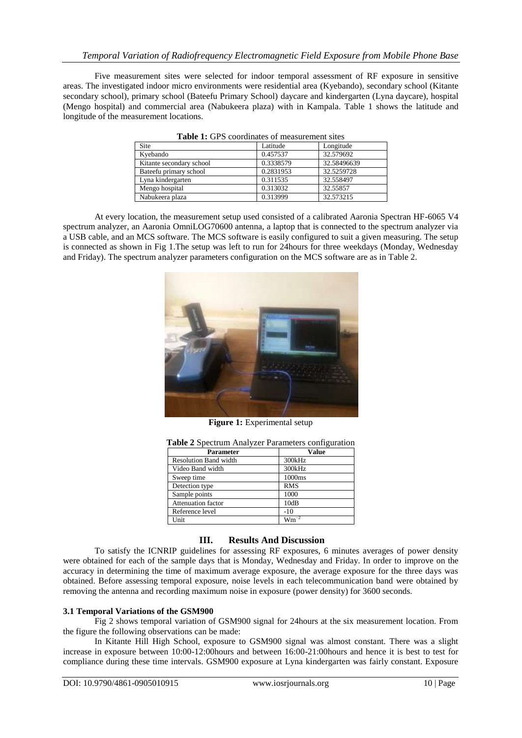Five measurement sites were selected for indoor temporal assessment of RF exposure in sensitive areas. The investigated indoor micro environments were residential area (Kyebando), secondary school (Kitante secondary school), primary school (Bateefu Primary School) daycare and kindergarten (Lyna daycare), hospital (Mengo hospital) and commercial area (Nabukeera plaza) with in Kampala. Table 1 shows the latitude and longitude of the measurement locations.

**Table 1:** GPS coordinates of measurement sites

| Site | Latitude | Longitude |
|---|---|---|
| Kyebando | 0.457537 | 32.579692 |
| Kitante secondary school | 0.3338579 | 32.58496639 |
| Bateefu primary school | 0.2831953 | 32.5259728 |
| Lyna kindergarten | 0.311535 | 32.558497 |
| Mengo hospital | 0.313032 | 32.55857 |
| Nabukeera plaza | 0.313999 | 32.573215 |

At every location, the measurement setup used consisted of a calibrated Aaronia Spectran HF-6065 V4 spectrum analyzer, an Aaronia OmniLOG70600 antenna, a laptop that is connected to the spectrum analyzer via a USB cable, and an MCS software. The MCS software is easily configured to suit a given measuring. The setup is connected as shown in Fig 1.The setup was left to run for 24hours for three weekdays (Monday, Wednesday and Friday). The spectrum analyzer parameters configuration on the MCS software are as in Table 2.

**Figure 1:** Experimental setup

**Table 2** Spectrum Analyzer Parameters configuration

| Parameter | Value |
|---|---|
| Resolution Band width | 300kHz |
| Video Band width | 300kHz |
| Sweep time | 1000ms |
| Detection type | RMS |
| Sample points | 1000 |
| Attenuation factor | 10dB |
| Reference level | -10 |
| Unit | $Wm^{-2}$ |

## III. Results And Discussion

To satisfy the ICNRIP guidelines for assessing RF exposures, 6 minutes averages of power density were obtained for each of the sample days that is Monday, Wednesday and Friday. In order to improve on the accuracy in determining the time of maximum average exposure, the average exposure for the three days was obtained. Before assessing temporal exposure, noise levels in each telecommunication band were obtained by removing the antenna and recording maximum noise in exposure (power density) for 3600 seconds.

### 3.1 Temporal Variations of the GSM900

Fig 2 shows temporal variation of GSM900 signal for 24hours at the six measurement location. From the figure the following observations can be made:

In Kitante Hill High School, exposure to GSM900 signal was almost constant. There was a slight increase in exposure between 10:00-12:00hours and between 16:00-21:00hours and hence it is best to test for compliance during these time intervals. GSM900 exposure at Lyna kindergarten was fairly constant. Exposure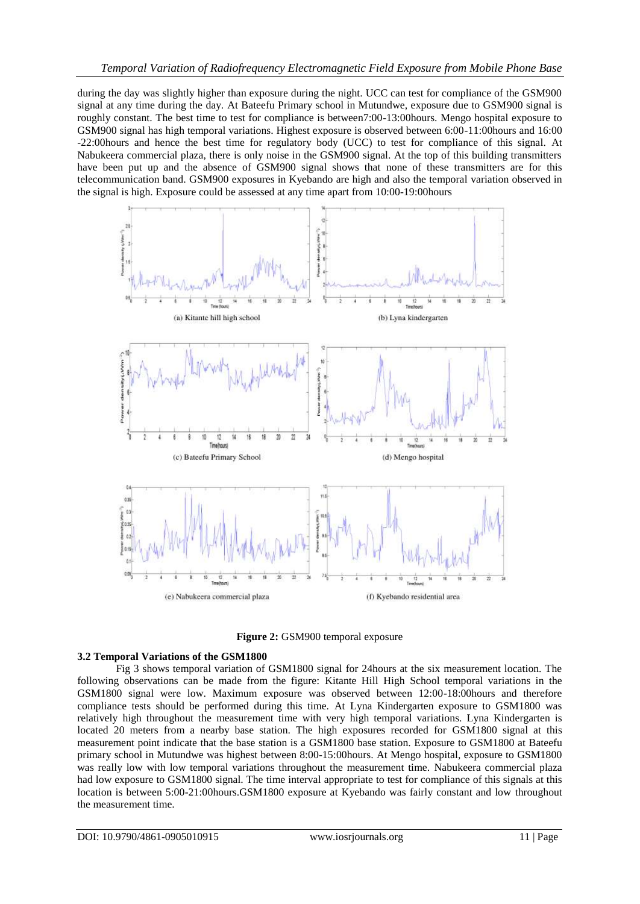during the day was slightly higher than exposure during the night. UCC can test for compliance of the GSM900 signal at any time during the day. At Bateefu Primary school in Mutundwe, exposure due to GSM900 signal is roughly constant. The best time to test for compliance is between7:00-13:00hours. Mengo hospital exposure to GSM900 signal has high temporal variations. Highest exposure is observed between 6:00-11:00hours and 16:00 -22:00hours and hence the best time for regulatory body (UCC) to test for compliance of this signal. At Nabukeera commercial plaza, there is only noise in the GSM900 signal. At the top of this building transmitters have been put up and the absence of GSM900 signal shows that none of these transmitters are for this telecommunication band. GSM900 exposures in Kyebando are high and also the temporal variation observed in the signal is high. Exposure could be assessed at any time apart from 10:00-19:00hours

(a) Kitante hill high school

(b) Lyna kindergarten

(c) Bateefu Primary School

(d) Mengo hospital

(e) Nabukeera commercial plaza

(f) Kyebando residential area

**Figure 2:** GSM900 temporal exposure

**3.2 Temporal Variations of the GSM1800**

Fig 3 shows temporal variation of GSM1800 signal for 24hours at the six measurement location. The following observations can be made from the figure: Kitante Hill High School temporal variations in the GSM1800 signal were low. Maximum exposure was observed between 12:00-18:00hours and therefore compliance tests should be performed during this time. At Lyna Kindergarten exposure to GSM1800 was relatively high throughout the measurement time with very high temporal variations. Lyna Kindergarten is located 20 meters from a nearby base station. The high exposures recorded for GSM1800 signal at this measurement point indicate that the base station is a GSM1800 base station. Exposure to GSM1800 at Bateefu primary school in Mutundwe was highest between 8:00-15:00hours. At Mengo hospital, exposure to GSM1800 was really low with low temporal variations throughout the measurement time. Nabukeera commercial plaza had low exposure to GSM1800 signal. The time interval appropriate to test for compliance of this signals at this location is between 5:00-21:00hours.GSM1800 exposure at Kyebando was fairly constant and low throughout the measurement time.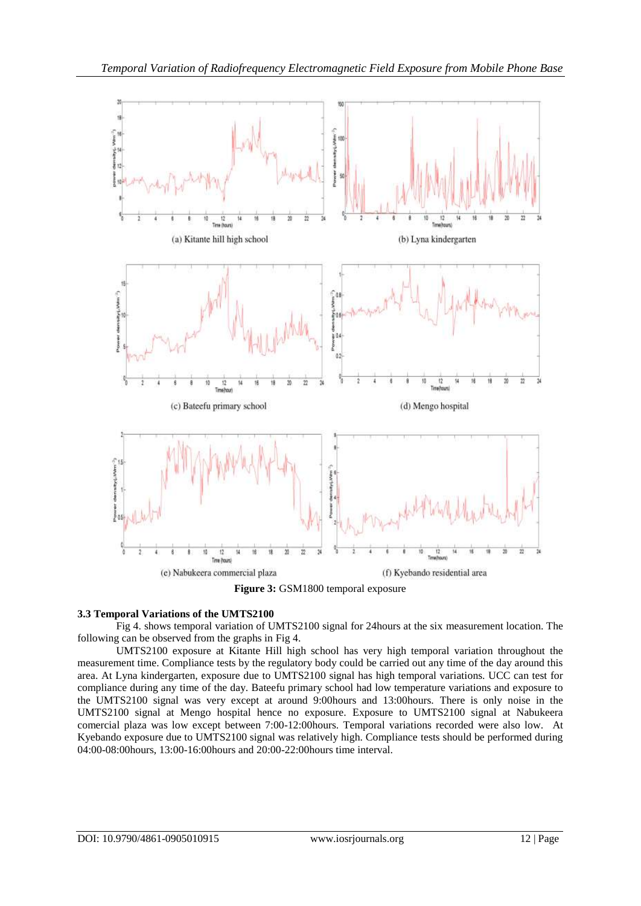(a) Kitante hill high school

(b) Lyna kindergarten

(c) Bateefu primary school

(d) Mengo hospital

(e) Nabukeera commercial plaza

(f) Kyebando residential area

**Figure 3:** GSM1800 temporal exposure

### 3.3 Temporal Variations of the UMTS2100

Fig 4. shows temporal variation of UMTS2100 signal for 24hours at the six measurement location. The following can be observed from the graphs in Fig 4.

UMTS2100 exposure at Kitante Hill high school has very high temporal variation throughout the measurement time. Compliance tests by the regulatory body could be carried out any time of the day around this area. At Lyna kindergarten, exposure due to UMTS2100 signal has high temporal variations. UCC can test for compliance during any time of the day. Bateefu primary school had low temperature variations and exposure to the UMTS2100 signal was very except at around 9:00hours and 13:00hours. There is only noise in the UMTS2100 signal at Mengo hospital hence no exposure. Exposure to UMTS2100 signal at Nabukeera comercial plaza was low except between 7:00-12:00hours. Temporal variations recorded were also low. At Kyebando exposure due to UMTS2100 signal was relatively high. Compliance tests should be performed during 04:00-08:00hours, 13:00-16:00hours and 20:00-22:00hours time interval.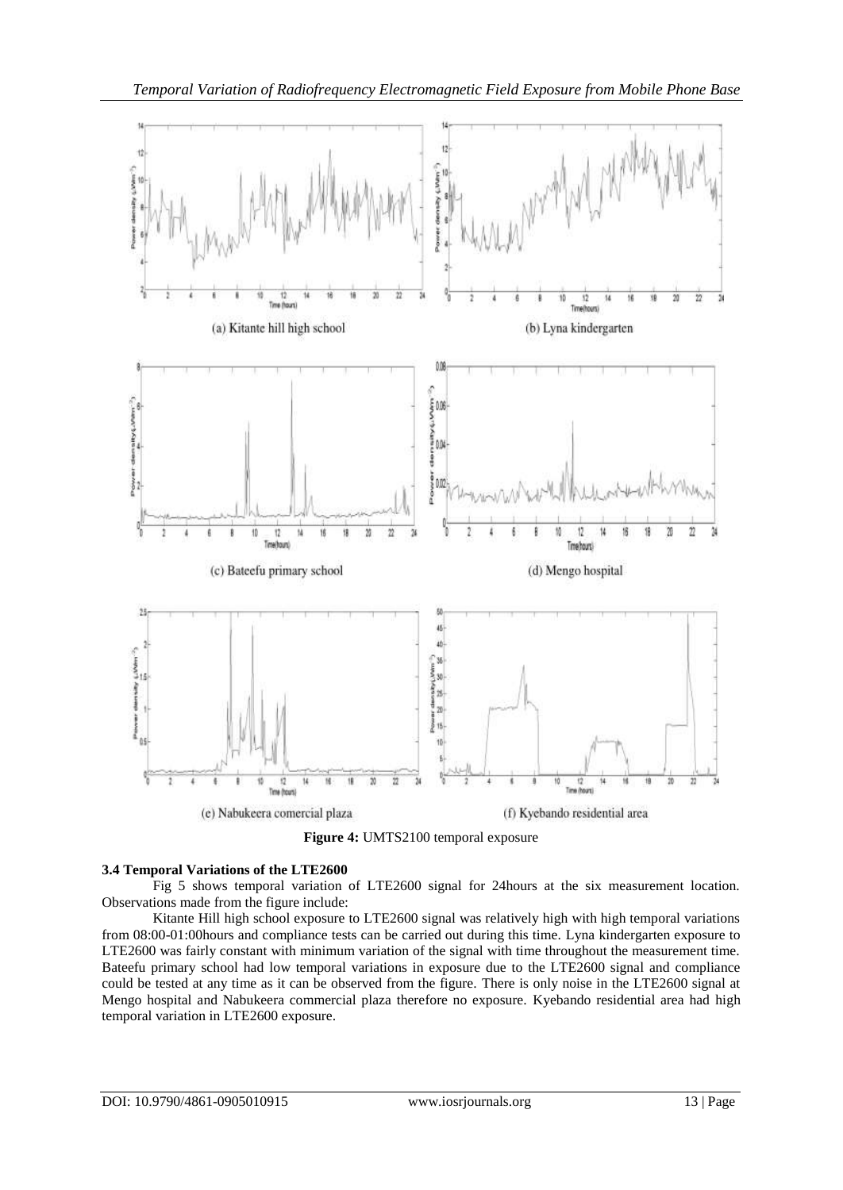(a) Kitante hill high school

(b) Lyna kindergarten

(c) Bateefu primary school

(d) Mengo hospital

(e) Nabukeera comercial plaza

(f) Kyebando residential area

**Figure 4:** UMTS2100 temporal exposure

### 3.4 Temporal Variations of the LTE2600

Fig 5 shows temporal variation of LTE2600 signal for 24hours at the six measurement location. Observations made from the figure include:

Kitante Hill high school exposure to LTE2600 signal was relatively high with high temporal variations from 08:00-01:00hours and compliance tests can be carried out during this time. Lyna kindergarten exposure to LTE2600 was fairly constant with minimum variation of the signal with time throughout the measurement time. Bateefu primary school had low temporal variations in exposure due to the LTE2600 signal and compliance could be tested at any time as it can be observed from the figure. There is only noise in the LTE2600 signal at Mengo hospital and Nabukeera commercial plaza therefore no exposure. Kyebando residential area had high temporal variation in LTE2600 exposure.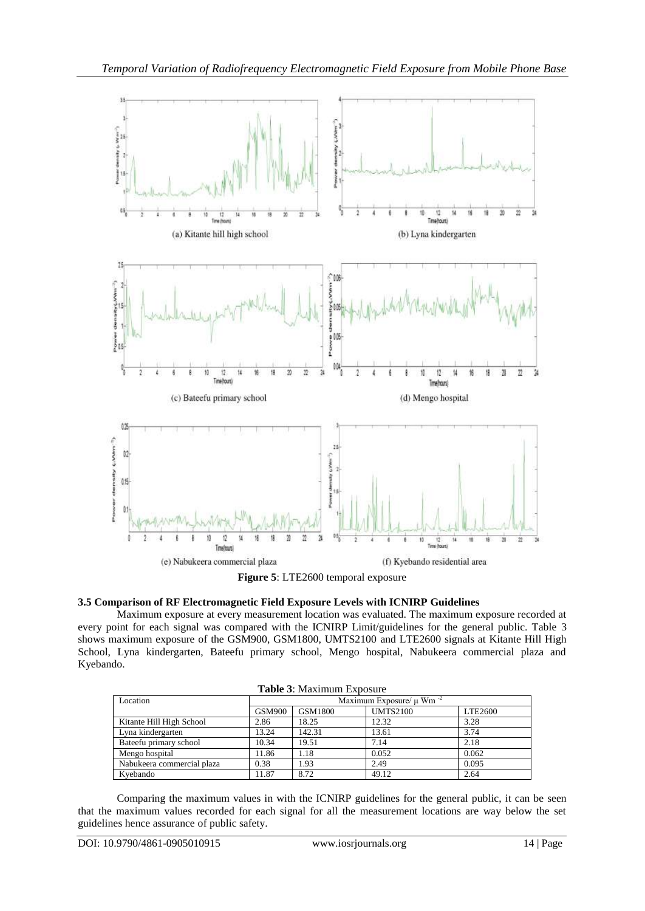(a) Kitante hill high school

(b) Lyna kindergarten

(c) Bateefu primary school

(d) Mengo hospital

(e) Nabukeera commercial plaza

(f) Kyebando residential area

**Figure 5**: LTE2600 temporal exposure

### 3.5 Comparison of RF Electromagnetic Field Exposure Levels with ICNIRP Guidelines

Maximum exposure at every measurement location was evaluated. The maximum exposure recorded at every point for each signal was compared with the ICNIRP Limit/guidelines for the general public. Table 3 shows maximum exposure of the GSM900, GSM1800, UMTS2100 and LTE2600 signals at Kitante Hill High School, Lyna kindergarten, Bateefu primary school, Mengo hospital, Nabukeera commercial plaza and Kyebando.

**Table 3**: Maximum Exposure

| Location | Maximum Exposure/ $\mu$ Wm $^{-2}$ | | | |
|---|---|---|---|---|
| | GSM900 | GSM1800 | UMTS2100 | LTE2600 |
| Kitante Hill High School | 2.86 | 18.25 | 12.32 | 3.28 |
| Lyna kindergarten | 13.24 | 142.31 | 13.61 | 3.74 |
| Bateefu primary school | 10.34 | 19.51 | 7.14 | 2.18 |
| Mengo hospital | 11.86 | 1.18 | 0.052 | 0.062 |
| Nabukeera commercial plaza | 0.38 | 1.93 | 2.49 | 0.095 |
| Kyebando | 11.87 | 8.72 | 49.12 | 2.64 |

Comparing the maximum values in with the ICNIRP guidelines for the general public, it can be seen that the maximum values recorded for each signal for all the measurement locations are way below the set guidelines hence assurance of public safety.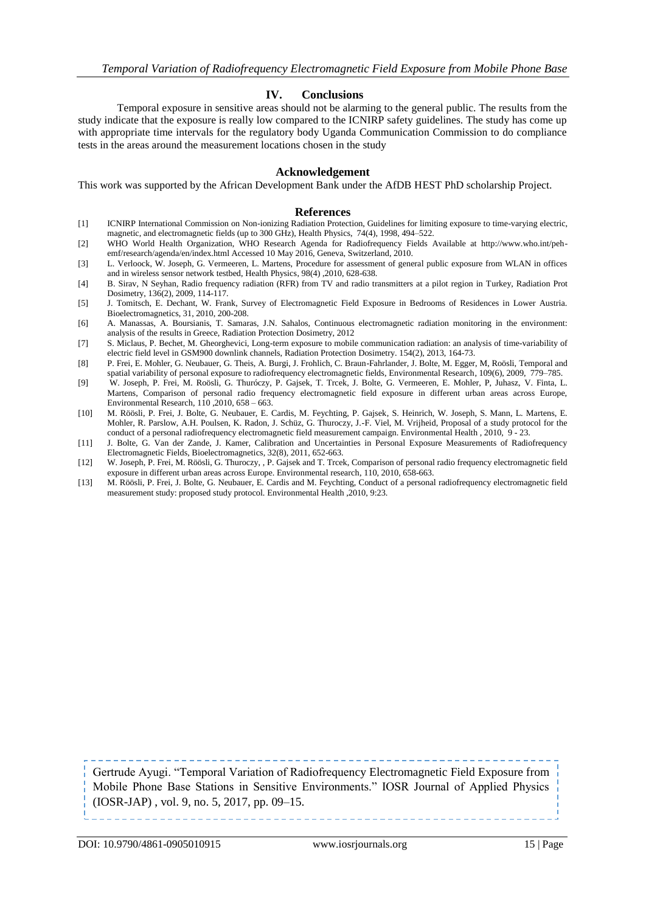## IV. Conclusions

Temporal exposure in sensitive areas should not be alarming to the general public. The results from the study indicate that the exposure is really low compared to the ICNIRP safety guidelines. The study has come up with appropriate time intervals for the regulatory body Uganda Communication Commission to do compliance tests in the areas around the measurement locations chosen in the study

## Acknowledgement

This work was supported by the African Development Bank under the AfDB HEST PhD scholarship Project.

## References

[1] ICNIRP International Commission on Non-ionizing Radiation Protection, Guidelines for limiting exposure to time-varying electric, magnetic, and electromagnetic fields (up to 300 GHz), Health Physics, 74(4), 1998, 494–522.

[2] WHO World Health Organization, WHO Research Agenda for Radiofrequency Fields Available at http://www.who.int/peh-emf/research/agenda/en/index.html Accessed 10 May 2016, Geneva, Switzerland, 2010.

[3] L. Verloock, W. Joseph, G. Vermeeren, L. Martens, Procedure for assessment of general public exposure from WLAN in offices and in wireless sensor network testbed, Health Physics, 98(4) ,2010, 628-638.

[4] B. Sirav, N Seyhan, Radio frequency radiation (RFR) from TV and radio transmitters at a pilot region in Turkey, Radiation Prot Dosimetry, 136(2), 2009, 114-117.

[5] J. Tomitsch, E. Dechant, W. Frank, Survey of Electromagnetic Field Exposure in Bedrooms of Residences in Lower Austria. Bioelectromagnetics, 31, 2010, 200-208.

[6] A. Manassas, A. Boursianis, T. Samaras, J.N. Sahalos, Continuous electromagnetic radiation monitoring in the environment: analysis of the results in Greece, Radiation Protection Dosimetry, 2012

[7] S. Miclaus, P. Bechet, M. Gheorghevici, Long-term exposure to mobile communication radiation: an analysis of time-variability of electric field level in GSM900 downlink channels, Radiation Protection Dosimetry. 154(2), 2013, 164-73.

[8] P. Frei, E. Mohler, G. Neubauer, G. Theis, A. Burgi, J. Frohlich, C. Braun-Fahrlander, J. Bolte, M. Egger, M, Roösli, Temporal and spatial variability of personal exposure to radiofrequency electromagnetic fields, Environmental Research, 109(6), 2009, 779–785.

[9] W. Joseph, P. Frei, M. Roösli, G. Thuróczy, P. Gajsek, T. Trcek, J. Bolte, G. Vermeeren, E. Mohler, P, Juhasz, V. Finta, L. Martens, Comparison of personal radio frequency electromagnetic field exposure in different urban areas across Europe, Environmental Research, 110 ,2010, 658 – 663.

[10] M. Röösli, P. Frei, J. Bolte, G. Neubauer, E. Cardis, M. Feychting, P. Gajsek, S. Heinrich, W. Joseph, S. Mann, L. Martens, E. Mohler, R. Parslow, A.H. Poulsen, K. Radon, J. Schüz, G. Thuroczy, J.-F. Viel, M. Vrijheid, Proposal of a study protocol for the conduct of a personal radiofrequency electromagnetic field measurement campaign. Environmental Health , 2010, 9 - 23.

[11] J. Bolte, G. Van der Zande, J. Kamer, Calibration and Uncertainties in Personal Exposure Measurements of Radiofrequency Electromagnetic Fields, Bioelectromagnetics, 32(8), 2011, 652-663.

[12] W. Joseph, P. Frei, M. Röösli, G. Thuroczy, , P. Gajsek and T. Trcek, Comparison of personal radio frequency electromagnetic field exposure in different urban areas across Europe. Environmental research, 110, 2010, 658-663.

[13] M. Röösli, P. Frei, J. Bolte, G. Neubauer, E. Cardis and M. Feychting, Conduct of a personal radiofrequency electromagnetic field measurement study: proposed study protocol. Environmental Health ,2010, 9:23.

Gertrude Ayugi. "Temporal Variation of Radiofrequency Electromagnetic Field Exposure from Mobile Phone Base Stations in Sensitive Environments." IOSR Journal of Applied Physics (IOSR-JAP) , vol. 9, no. 5, 2017, pp. 09–15.